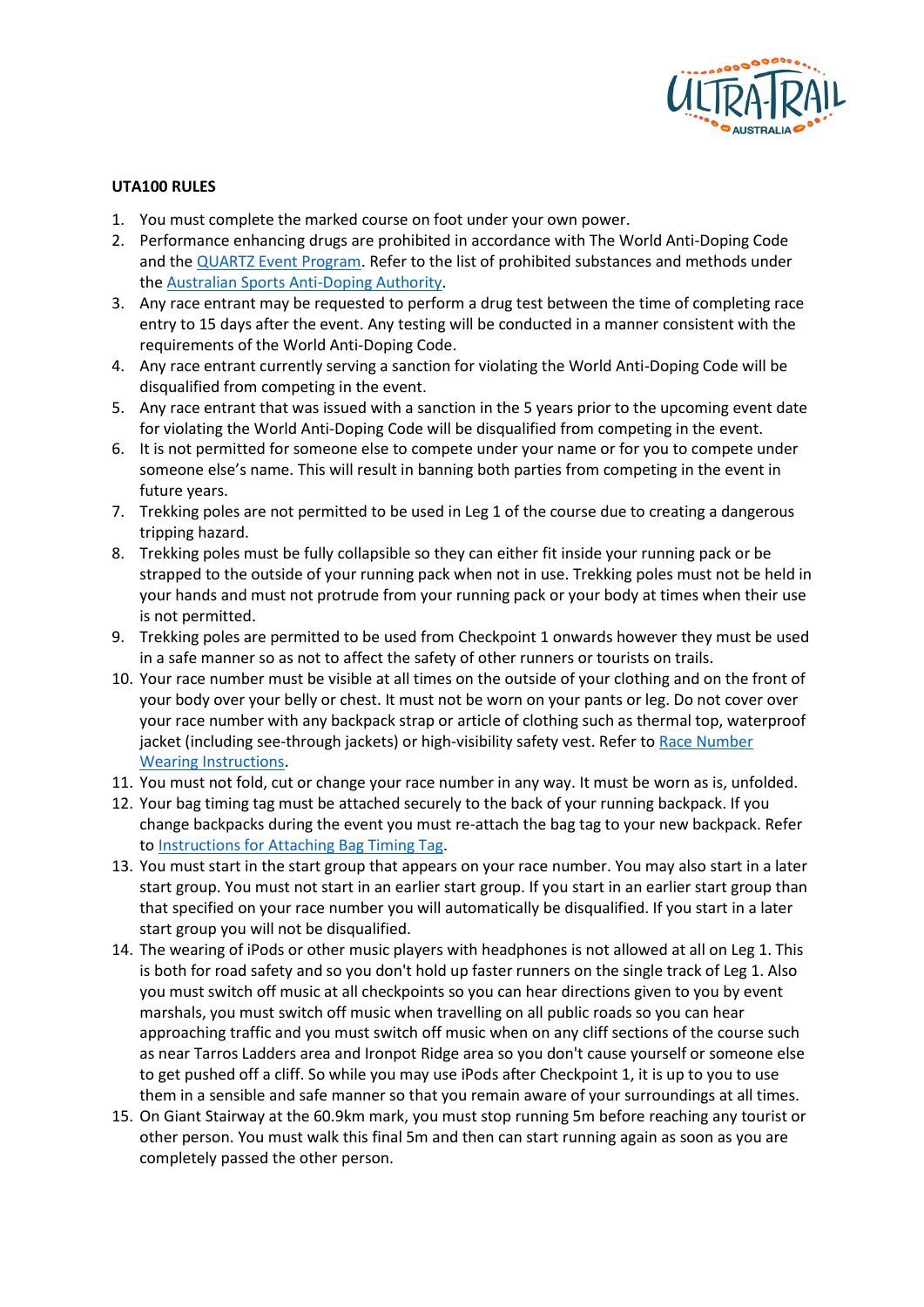**UTA100 RULES**

1. You must complete the marked course on foot under your own power.
2. Performance enhancing drugs are prohibited in accordance with The World Anti-Doping Code and the QUARTZ Event Program. Refer to the list of prohibited substances and methods under the Australian Sports Anti-Doping Authority.
3. Any race entrant may be requested to perform a drug test between the time of completing race entry to 15 days after the event. Any testing will be conducted in a manner consistent with the requirements of the World Anti-Doping Code.
4. Any race entrant currently serving a sanction for violating the World Anti-Doping Code will be disqualified from competing in the event.
5. Any race entrant that was issued with a sanction in the 5 years prior to the upcoming event date for violating the World Anti-Doping Code will be disqualified from competing in the event.
6. It is not permitted for someone else to compete under your name or for you to compete under someone else's name. This will result in banning both parties from competing in the event in future years.
7. Trekking poles are not permitted to be used in Leg 1 of the course due to creating a dangerous tripping hazard.
8. Trekking poles must be fully collapsible so they can either fit inside your running pack or be strapped to the outside of your running pack when not in use. Trekking poles must not be held in your hands and must not protrude from your running pack or your body at times when their use is not permitted.
9. Trekking poles are permitted to be used from Checkpoint 1 onwards however they must be used in a safe manner so as not to affect the safety of other runners or tourists on trails.
10. Your race number must be visible at all times on the outside of your clothing and on the front of your body over your belly or chest. It must not be worn on your pants or leg. Do not cover over your race number with any backpack strap or article of clothing such as thermal top, waterproof jacket (including see-through jackets) or high-visibility safety vest. Refer to Race Number Wearing Instructions.
11. You must not fold, cut or change your race number in any way. It must be worn as is, unfolded.
12. Your bag timing tag must be attached securely to the back of your running backpack. If you change backpacks during the event you must re-attach the bag tag to your new backpack. Refer to Instructions for Attaching Bag Timing Tag.
13. You must start in the start group that appears on your race number. You may also start in a later start group. You must not start in an earlier start group. If you start in an earlier start group than that specified on your race number you will automatically be disqualified. If you start in a later start group you will not be disqualified.
14. The wearing of iPods or other music players with headphones is not allowed at all on Leg 1. This is both for road safety and so you don't hold up faster runners on the single track of Leg 1. Also you must switch off music at all checkpoints so you can hear directions given to you by event marshals, you must switch off music when travelling on all public roads so you can hear approaching traffic and you must switch off music when on any cliff sections of the course such as near Tarros Ladders area and Ironpot Ridge area so you don't cause yourself or someone else to get pushed off a cliff. So while you may use iPods after Checkpoint 1, it is up to you to use them in a sensible and safe manner so that you remain aware of your surroundings at all times.
15. On Giant Stairway at the 60.9km mark, you must stop running 5m before reaching any tourist or other person. You must walk this final 5m and then can start running again as soon as you are completely passed the other person.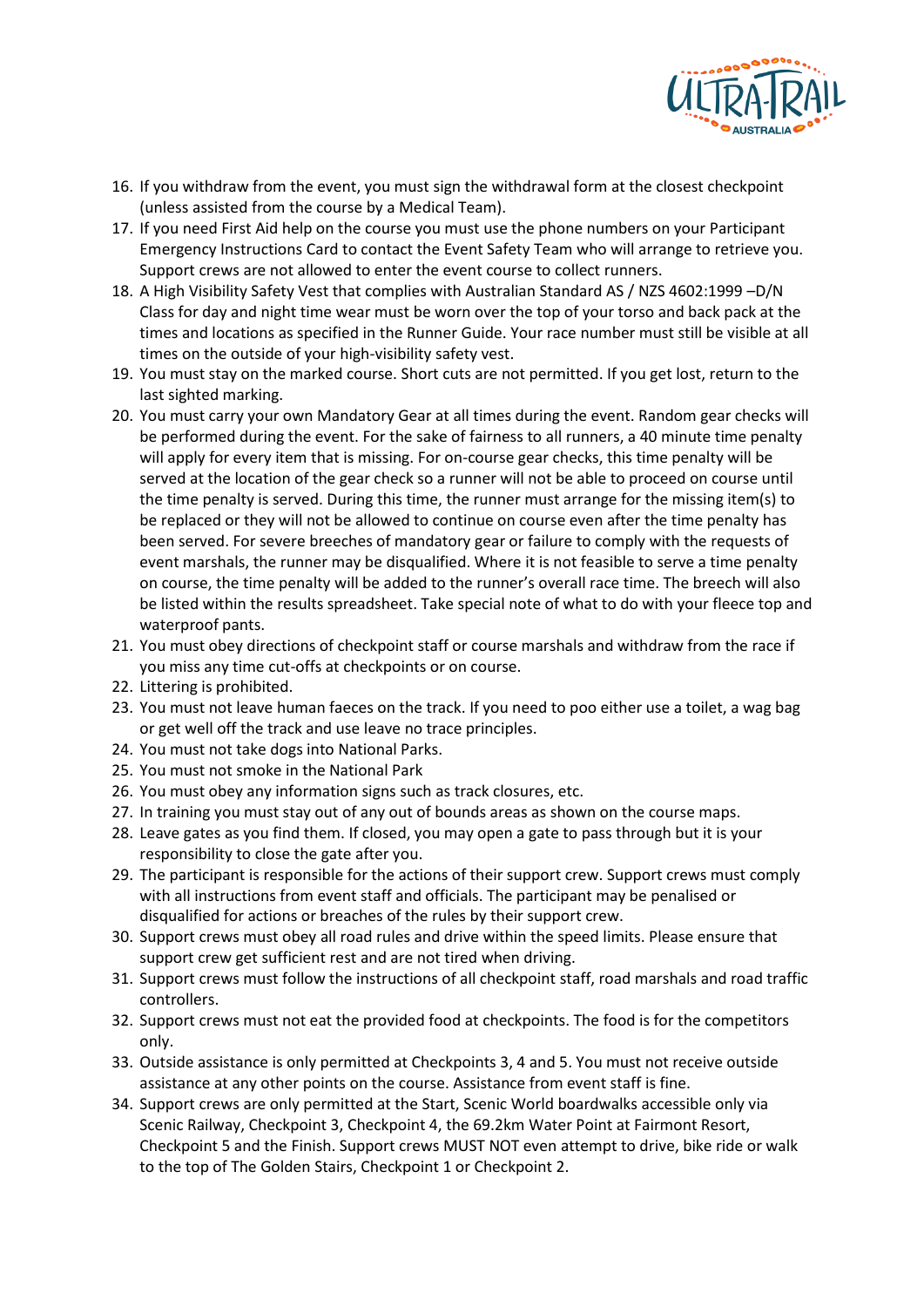16. If you withdraw from the event, you must sign the withdrawal form at the closest checkpoint (unless assisted from the course by a Medical Team).
17. If you need First Aid help on the course you must use the phone numbers on your Participant Emergency Instructions Card to contact the Event Safety Team who will arrange to retrieve you. Support crews are not allowed to enter the event course to collect runners.
18. A High Visibility Safety Vest that complies with Australian Standard AS / NZS 4602:1999 –D/N Class for day and night time wear must be worn over the top of your torso and back pack at the times and locations as specified in the Runner Guide. Your race number must still be visible at all times on the outside of your high-visibility safety vest.
19. You must stay on the marked course. Short cuts are not permitted. If you get lost, return to the last sighted marking.
20. You must carry your own Mandatory Gear at all times during the event. Random gear checks will be performed during the event. For the sake of fairness to all runners, a 40 minute time penalty will apply for every item that is missing. For on-course gear checks, this time penalty will be served at the location of the gear check so a runner will not be able to proceed on course until the time penalty is served. During this time, the runner must arrange for the missing item(s) to be replaced or they will not be allowed to continue on course even after the time penalty has been served. For severe breeches of mandatory gear or failure to comply with the requests of event marshals, the runner may be disqualified. Where it is not feasible to serve a time penalty on course, the time penalty will be added to the runner's overall race time. The breech will also be listed within the results spreadsheet. Take special note of what to do with your fleece top and waterproof pants.
21. You must obey directions of checkpoint staff or course marshals and withdraw from the race if you miss any time cut-offs at checkpoints or on course.
22. Littering is prohibited.
23. You must not leave human faeces on the track. If you need to poo either use a toilet, a wag bag or get well off the track and use leave no trace principles.
24. You must not take dogs into National Parks.
25. You must not smoke in the National Park
26. You must obey any information signs such as track closures, etc.
27. In training you must stay out of any out of bounds areas as shown on the course maps.
28. Leave gates as you find them. If closed, you may open a gate to pass through but it is your responsibility to close the gate after you.
29. The participant is responsible for the actions of their support crew. Support crews must comply with all instructions from event staff and officials. The participant may be penalised or disqualified for actions or breaches of the rules by their support crew.
30. Support crews must obey all road rules and drive within the speed limits. Please ensure that support crew get sufficient rest and are not tired when driving.
31. Support crews must follow the instructions of all checkpoint staff, road marshals and road traffic controllers.
32. Support crews must not eat the provided food at checkpoints. The food is for the competitors only.
33. Outside assistance is only permitted at Checkpoints 3, 4 and 5. You must not receive outside assistance at any other points on the course. Assistance from event staff is fine.
34. Support crews are only permitted at the Start, Scenic World boardwalks accessible only via Scenic Railway, Checkpoint 3, Checkpoint 4, the 69.2km Water Point at Fairmont Resort, Checkpoint 5 and the Finish. Support crews MUST NOT even attempt to drive, bike ride or walk to the top of The Golden Stairs, Checkpoint 1 or Checkpoint 2.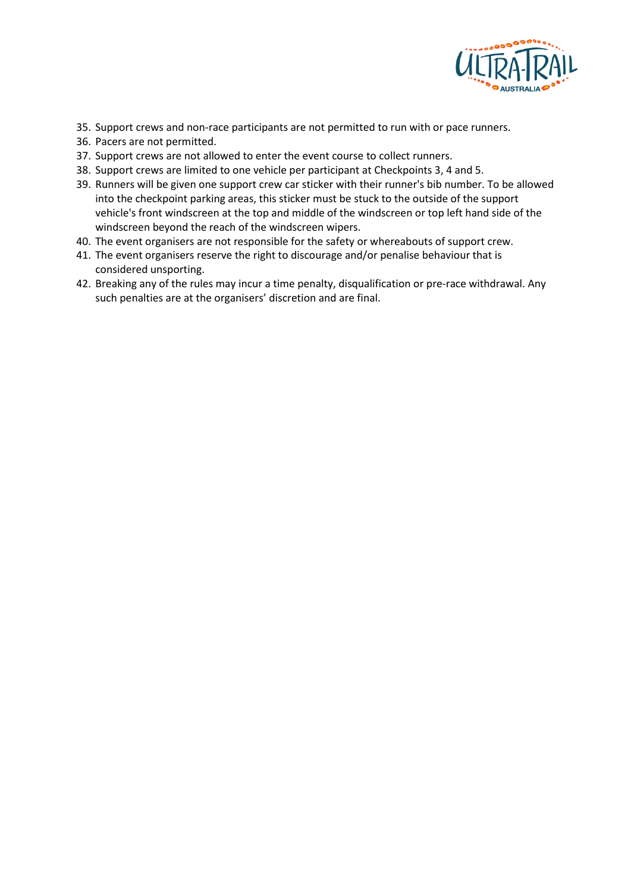35. Support crews and non-race participants are not permitted to run with or pace runners.
36. Pacers are not permitted.
37. Support crews are not allowed to enter the event course to collect runners.
38. Support crews are limited to one vehicle per participant at Checkpoints 3, 4 and 5.
39. Runners will be given one support crew car sticker with their runner's bib number. To be allowed into the checkpoint parking areas, this sticker must be stuck to the outside of the support vehicle's front windscreen at the top and middle of the windscreen or top left hand side of the windscreen beyond the reach of the windscreen wipers.
40. The event organisers are not responsible for the safety or whereabouts of support crew.
41. The event organisers reserve the right to discourage and/or penalise behaviour that is considered unsporting.
42. Breaking any of the rules may incur a time penalty, disqualification or pre-race withdrawal. Any such penalties are at the organisers' discretion and are final.